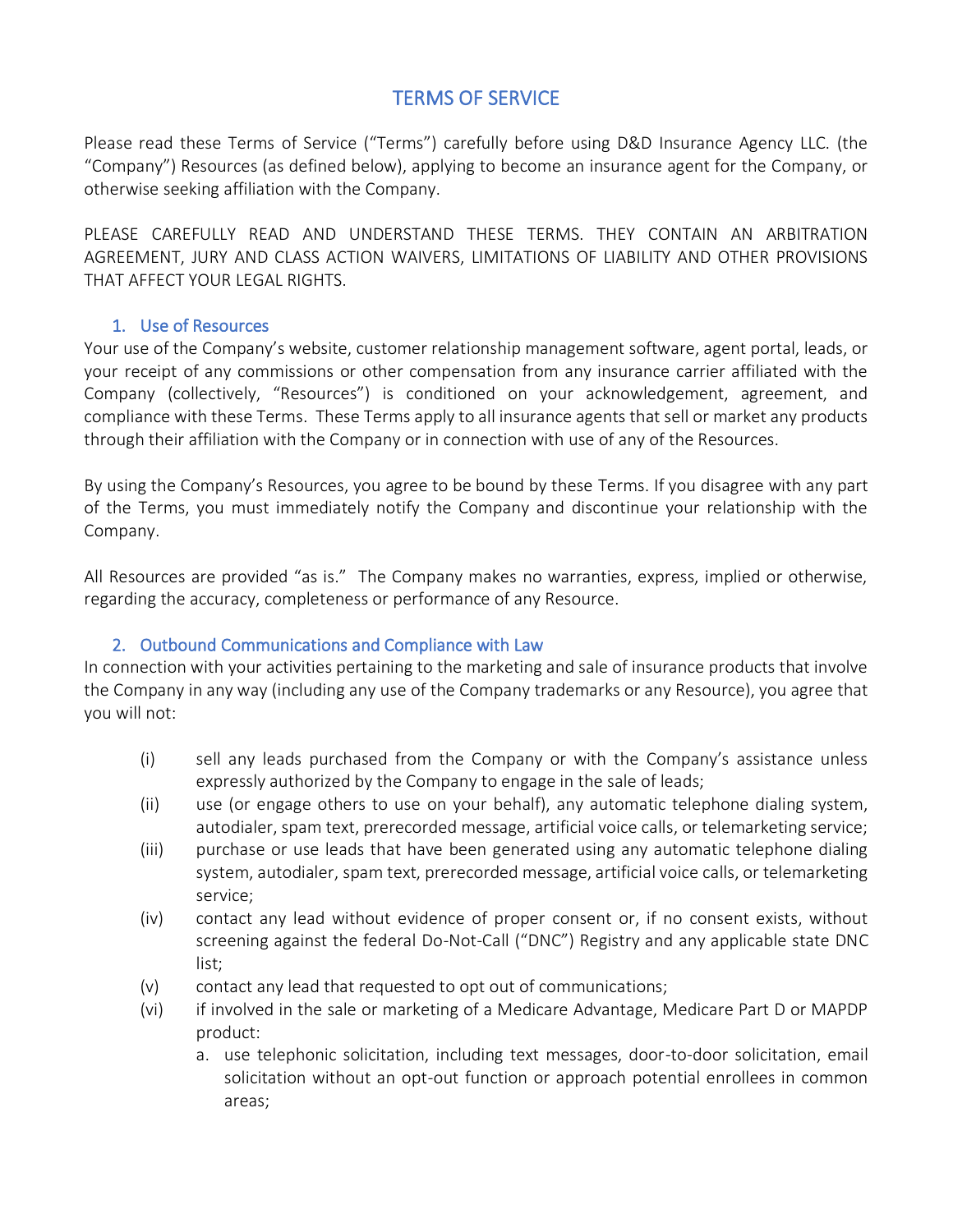# TERMS OF SERVICE

Please read these Terms of Service ("Terms") carefully before using D&D Insurance Agency LLC. (the "Company") Resources (as defined below), applying to become an insurance agent for the Company, or otherwise seeking affiliation with the Company.

PLEASE CAREFULLY READ AND UNDERSTAND THESE TERMS. THEY CONTAIN AN ARBITRATION AGREEMENT, JURY AND CLASS ACTION WAIVERS, LIMITATIONS OF LIABILITY AND OTHER PROVISIONS THAT AFFECT YOUR LEGAL RIGHTS.

## 1. Use of Resources

Your use of the Company's website, customer relationship management software, agent portal, leads, or your receipt of any commissions or other compensation from any insurance carrier affiliated with the Company (collectively, "Resources") is conditioned on your acknowledgement, agreement, and compliance with these Terms. These Terms apply to all insurance agents that sell or market any products through their affiliation with the Company or in connection with use of any of the Resources.

By using the Company's Resources, you agree to be bound by these Terms. If you disagree with any part of the Terms, you must immediately notify the Company and discontinue your relationship with the Company.

All Resources are provided "as is." The Company makes no warranties, express, implied or otherwise, regarding the accuracy, completeness or performance of any Resource.

## 2. Outbound Communications and Compliance with Law

In connection with your activities pertaining to the marketing and sale of insurance products that involve the Company in any way (including any use of the Company trademarks or any Resource), you agree that you will not:

- (i) sell any leads purchased from the Company or with the Company's assistance unless expressly authorized by the Company to engage in the sale of leads;
- (ii) use (or engage others to use on your behalf), any automatic telephone dialing system, autodialer, spam text, prerecorded message, artificial voice calls, or telemarketing service;
- (iii) purchase or use leads that have been generated using any automatic telephone dialing system, autodialer, spam text, prerecorded message, artificial voice calls, or telemarketing service;
- (iv) contact any lead without evidence of proper consent or, if no consent exists, without screening against the federal Do-Not-Call ("DNC") Registry and any applicable state DNC list;
- (v) contact any lead that requested to opt out of communications;
- (vi) if involved in the sale or marketing of a Medicare Advantage, Medicare Part D or MAPDP product:
    - a. use telephonic solicitation, including text messages, door-to-door solicitation, email solicitation without an opt-out function or approach potential enrollees in common areas;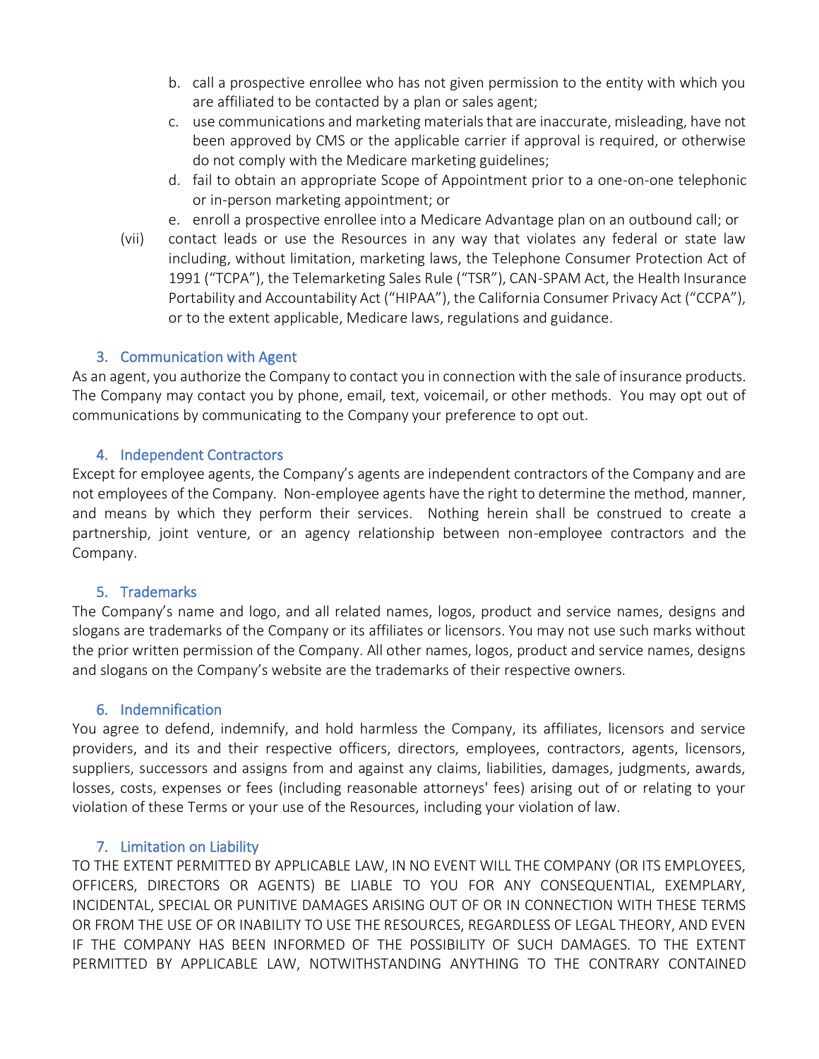b. call a prospective enrollee who has not given permission to the entity with which you are affiliated to be contacted by a plan or sales agent;

c. use communications and marketing materials that are inaccurate, misleading, have not been approved by CMS or the applicable carrier if approval is required, or otherwise do not comply with the Medicare marketing guidelines;

d. fail to obtain an appropriate Scope of Appointment prior to a one-on-one telephonic or in-person marketing appointment; or

e. enroll a prospective enrollee into a Medicare Advantage plan on an outbound call; or

(vii) contact leads or use the Resources in any way that violates any federal or state law including, without limitation, marketing laws, the Telephone Consumer Protection Act of 1991 ("TCPA"), the Telemarketing Sales Rule ("TSR"), CAN-SPAM Act, the Health Insurance Portability and Accountability Act ("HIPAA"), the California Consumer Privacy Act ("CCPA"), or to the extent applicable, Medicare laws, regulations and guidance.

## 3. Communication with Agent

As an agent, you authorize the Company to contact you in connection with the sale of insurance products. The Company may contact you by phone, email, text, voicemail, or other methods. You may opt out of communications by communicating to the Company your preference to opt out.

## 4. Independent Contractors

Except for employee agents, the Company's agents are independent contractors of the Company and are not employees of the Company. Non-employee agents have the right to determine the method, manner, and means by which they perform their services. Nothing herein shall be construed to create a partnership, joint venture, or an agency relationship between non-employee contractors and the Company.

## 5. Trademarks

The Company's name and logo, and all related names, logos, product and service names, designs and slogans are trademarks of the Company or its affiliates or licensors. You may not use such marks without the prior written permission of the Company. All other names, logos, product and service names, designs and slogans on the Company's website are the trademarks of their respective owners.

## 6. Indemnification

You agree to defend, indemnify, and hold harmless the Company, its affiliates, licensors and service providers, and its and their respective officers, directors, employees, contractors, agents, licensors, suppliers, successors and assigns from and against any claims, liabilities, damages, judgments, awards, losses, costs, expenses or fees (including reasonable attorneys' fees) arising out of or relating to your violation of these Terms or your use of the Resources, including your violation of law.

## 7. Limitation on Liability

TO THE EXTENT PERMITTED BY APPLICABLE LAW, IN NO EVENT WILL THE COMPANY (OR ITS EMPLOYEES, OFFICERS, DIRECTORS OR AGENTS) BE LIABLE TO YOU FOR ANY CONSEQUENTIAL, EXEMPLARY, INCIDENTAL, SPECIAL OR PUNITIVE DAMAGES ARISING OUT OF OR IN CONNECTION WITH THESE TERMS OR FROM THE USE OF OR INABILITY TO USE THE RESOURCES, REGARDLESS OF LEGAL THEORY, AND EVEN IF THE COMPANY HAS BEEN INFORMED OF THE POSSIBILITY OF SUCH DAMAGES. TO THE EXTENT PERMITTED BY APPLICABLE LAW, NOTWITHSTANDING ANYTHING TO THE CONTRARY CONTAINED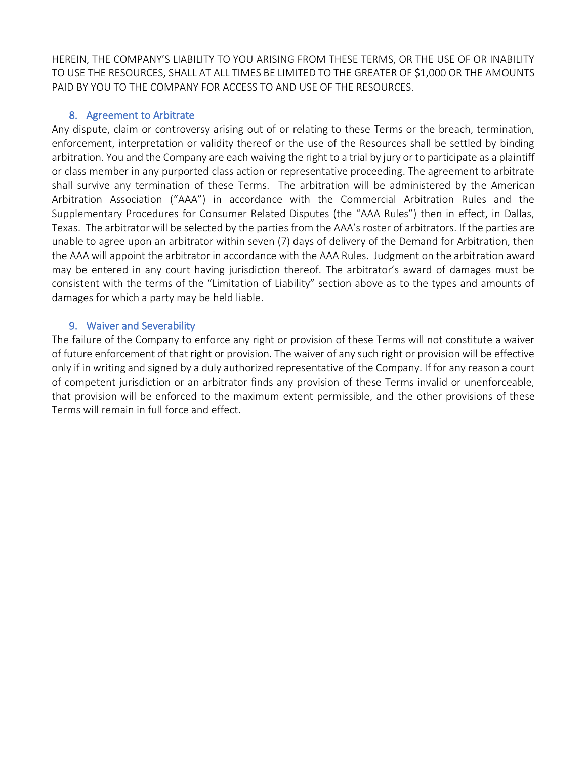HEREIN, THE COMPANY'S LIABILITY TO YOU ARISING FROM THESE TERMS, OR THE USE OF OR INABILITY TO USE THE RESOURCES, SHALL AT ALL TIMES BE LIMITED TO THE GREATER OF $1,000 OR THE AMOUNTS PAID BY YOU TO THE COMPANY FOR ACCESS TO AND USE OF THE RESOURCES.

## 8. Agreement to Arbitrate

Any dispute, claim or controversy arising out of or relating to these Terms or the breach, termination, enforcement, interpretation or validity thereof or the use of the Resources shall be settled by binding arbitration. You and the Company are each waiving the right to a trial by jury or to participate as a plaintiff or class member in any purported class action or representative proceeding. The agreement to arbitrate shall survive any termination of these Terms. The arbitration will be administered by the American Arbitration Association ("AAA") in accordance with the Commercial Arbitration Rules and the Supplementary Procedures for Consumer Related Disputes (the "AAA Rules") then in effect, in Dallas, Texas. The arbitrator will be selected by the parties from the AAA's roster of arbitrators. If the parties are unable to agree upon an arbitrator within seven (7) days of delivery of the Demand for Arbitration, then the AAA will appoint the arbitrator in accordance with the AAA Rules. Judgment on the arbitration award may be entered in any court having jurisdiction thereof. The arbitrator's award of damages must be consistent with the terms of the "Limitation of Liability" section above as to the types and amounts of damages for which a party may be held liable.

## 9. Waiver and Severability

The failure of the Company to enforce any right or provision of these Terms will not constitute a waiver of future enforcement of that right or provision. The waiver of any such right or provision will be effective only if in writing and signed by a duly authorized representative of the Company. If for any reason a court of competent jurisdiction or an arbitrator finds any provision of these Terms invalid or unenforceable, that provision will be enforced to the maximum extent permissible, and the other provisions of these Terms will remain in full force and effect.